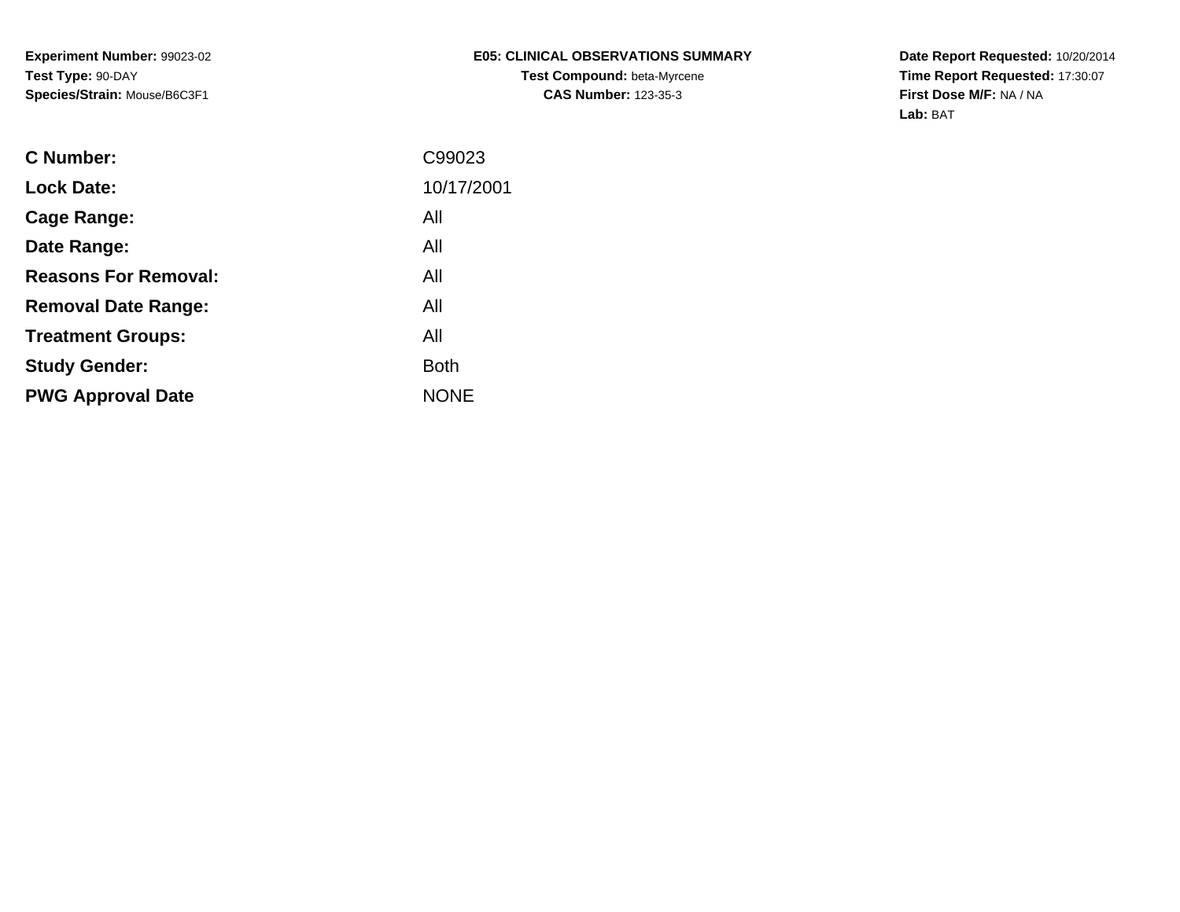**Experiment Number:** 99023-02
**Test Type:** 90-DAY
**Species/Strain:** Mouse/B6C3F1

**E05: CLINICAL OBSERVATIONS SUMMARY**
**Test Compound:** beta-Myrcene
**CAS Number:** 123-35-3

**Date Report Requested:** 10/20/2014
**Time Report Requested:** 17:30:07
**First Dose M/F:** NA / NA
**Lab:** BAT

| | |
|---|---|
| **C Number:** | C99023 |
| **Lock Date:** | 10/17/2001 |
| **Cage Range:** | All |
| **Date Range:** | All |
| **Reasons For Removal:** | All |
| **Removal Date Range:** | All |
| **Treatment Groups:** | All |
| **Study Gender:** | Both |
| **PWG Approval Date** | NONE |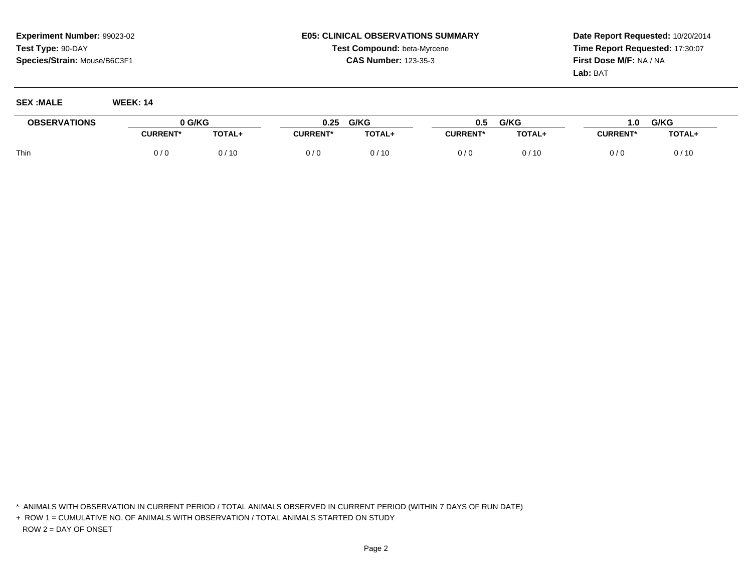**Experiment Number:** 99023-02
**Test Type:** 90-DAY
**Species/Strain:** Mouse/B6C3F1

**E05: CLINICAL OBSERVATIONS SUMMARY**
**Test Compound:** beta-Myrcene
**CAS Number:** 123-35-3

**Date Report Requested:** 10/20/2014
**Time Report Requested:** 17:30:07
**First Dose M/F:** NA / NA
**Lab:** BAT

**SEX :MALE** **WEEK: 14**

| OBSERVATIONS | 0 G/KG | | 0.25 G/KG | | 0.5 G/KG | | 1.0 G/KG | |
|---|---|---|---|---|---|---|---|---|
| | CURRENT* | TOTAL+ | CURRENT* | TOTAL+ | CURRENT* | TOTAL+ | CURRENT* | TOTAL+ |
| Thin | 0 / 0 | 0 / 10 | 0 / 0 | 0 / 10 | 0 / 0 | 0 / 10 | 0 / 0 | 0 / 10 |

* ANIMALS WITH OBSERVATION IN CURRENT PERIOD / TOTAL ANIMALS OBSERVED IN CURRENT PERIOD (WITHIN 7 DAYS OF RUN DATE)

+ ROW 1 = CUMULATIVE NO. OF ANIMALS WITH OBSERVATION / TOTAL ANIMALS STARTED ON STUDY
  ROW 2 = DAY OF ONSET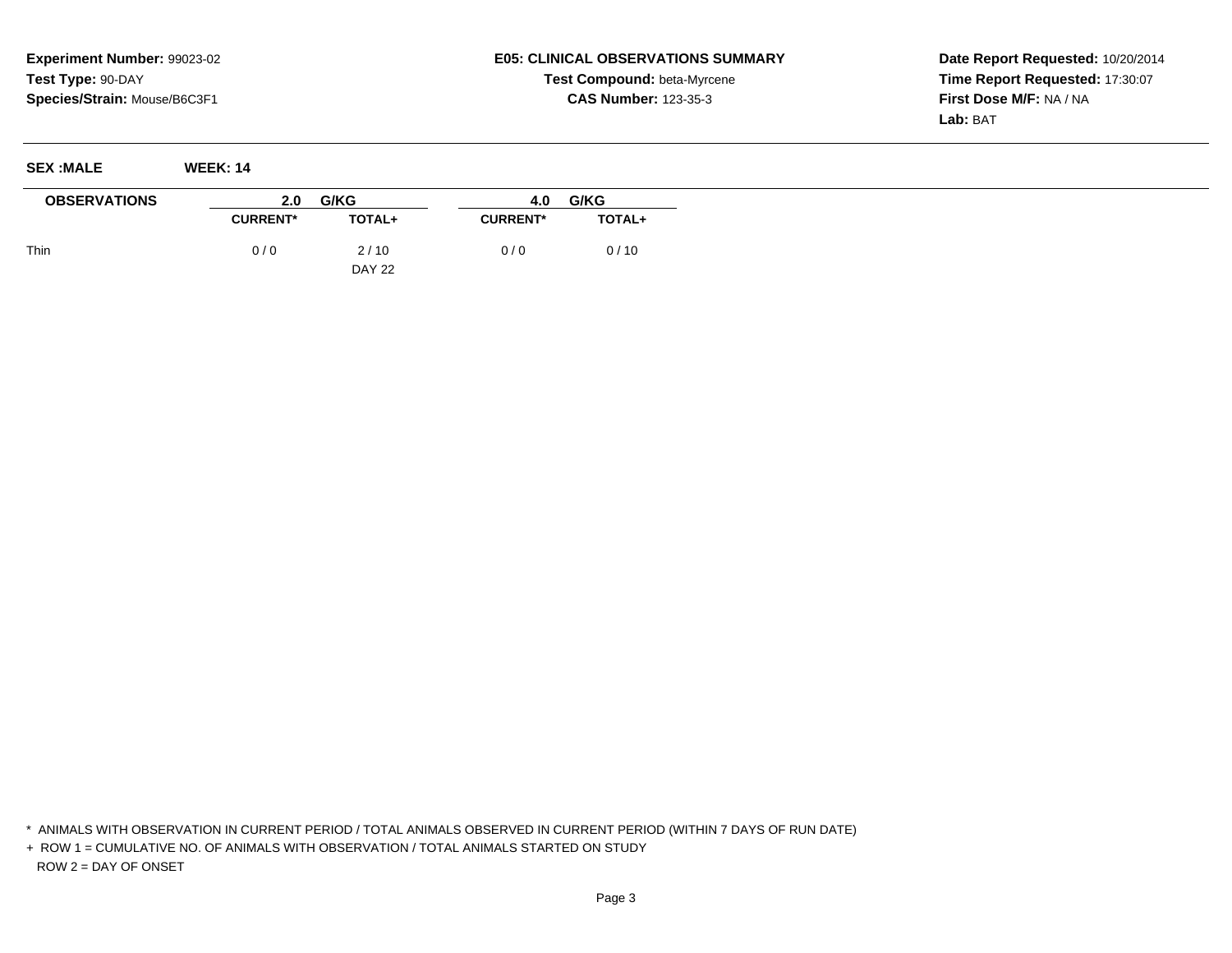**Experiment Number:** 99023-02
**Test Type:** 90-DAY
**Species/Strain:** Mouse/B6C3F1

**E05: CLINICAL OBSERVATIONS SUMMARY**
**Test Compound:** beta-Myrcene
**CAS Number:** 123-35-3

**Date Report Requested:** 10/20/2014
**Time Report Requested:** 17:30:07
**First Dose M/F:** NA / NA
**Lab:** BAT

**SEX :MALE** **WEEK: 14**

| OBSERVATIONS | 2.0 G/KG | | 4.0 G/KG | |
|---|---|---|---|---|
| | CURRENT* | TOTAL+ | CURRENT* | TOTAL+ |
| Thin | 0 / 0 | 2 / 10 | 0 / 0 | 0 / 10 |
| | | DAY 22 | | |

* ANIMALS WITH OBSERVATION IN CURRENT PERIOD / TOTAL ANIMALS OBSERVED IN CURRENT PERIOD (WITHIN 7 DAYS OF RUN DATE)

+ ROW 1 = CUMULATIVE NO. OF ANIMALS WITH OBSERVATION / TOTAL ANIMALS STARTED ON STUDY
  ROW 2 = DAY OF ONSET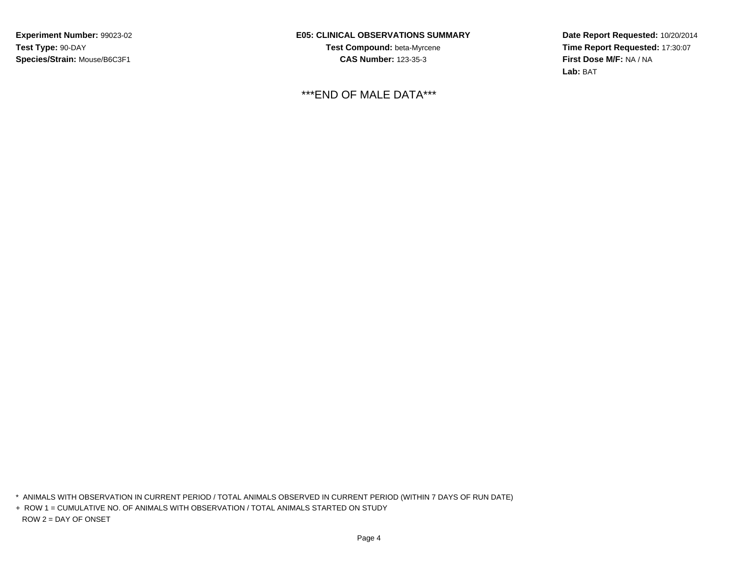**Experiment Number:** 99023-02
**Test Type:** 90-DAY
**Species/Strain:** Mouse/B6C3F1

**E05: CLINICAL OBSERVATIONS SUMMARY**
**Test Compound:** beta-Myrcene
**CAS Number:** 123-35-3

**Date Report Requested:** 10/20/2014
**Time Report Requested:** 17:30:07
**First Dose M/F:** NA / NA
**Lab:** BAT

***END OF MALE DATA***

* ANIMALS WITH OBSERVATION IN CURRENT PERIOD / TOTAL ANIMALS OBSERVED IN CURRENT PERIOD (WITHIN 7 DAYS OF RUN DATE)
+ ROW 1 = CUMULATIVE NO. OF ANIMALS WITH OBSERVATION / TOTAL ANIMALS STARTED ON STUDY
ROW 2 = DAY OF ONSET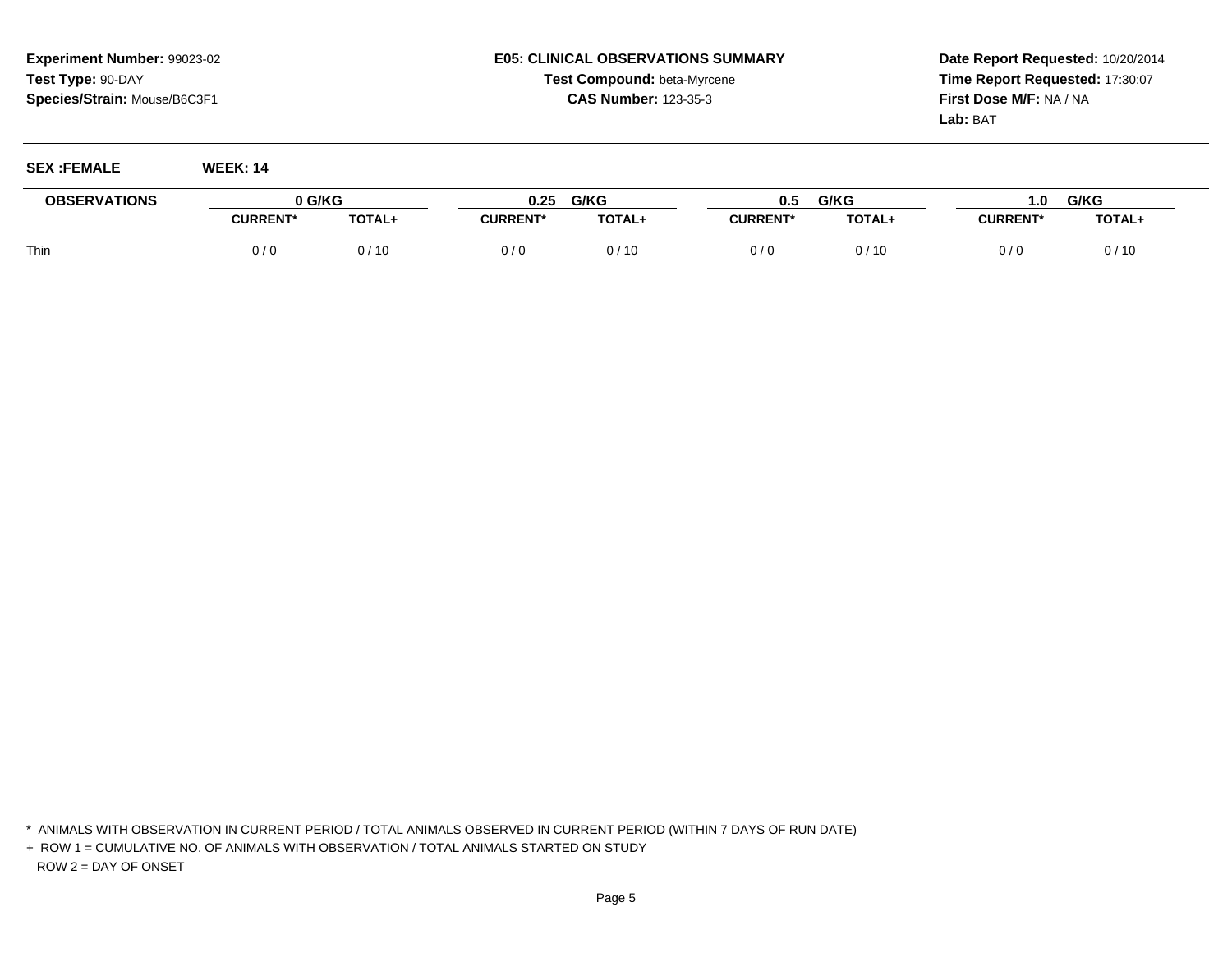**Experiment Number:** 99023-02
**Test Type:** 90-DAY
**Species/Strain:** Mouse/B6C3F1

**E05: CLINICAL OBSERVATIONS SUMMARY**
**Test Compound:** beta-Myrcene
**CAS Number:** 123-35-3

**Date Report Requested:** 10/20/2014
**Time Report Requested:** 17:30:07
**First Dose M/F:** NA / NA
**Lab:** BAT

**SEX :FEMALE** **WEEK: 14**

| OBSERVATIONS | 0 G/KG | | 0.25 G/KG | | 0.5 G/KG | | 1.0 G/KG | |
|---|---|---|---|---|---|---|---|---|
| | CURRENT* | TOTAL+ | CURRENT* | TOTAL+ | CURRENT* | TOTAL+ | CURRENT* | TOTAL+ |
| Thin | 0 / 0 | 0 / 10 | 0 / 0 | 0 / 10 | 0 / 0 | 0 / 10 | 0 / 0 | 0 / 10 |

\* ANIMALS WITH OBSERVATION IN CURRENT PERIOD / TOTAL ANIMALS OBSERVED IN CURRENT PERIOD (WITHIN 7 DAYS OF RUN DATE)

\+ ROW 1 = CUMULATIVE NO. OF ANIMALS WITH OBSERVATION / TOTAL ANIMALS STARTED ON STUDY
ROW 2 = DAY OF ONSET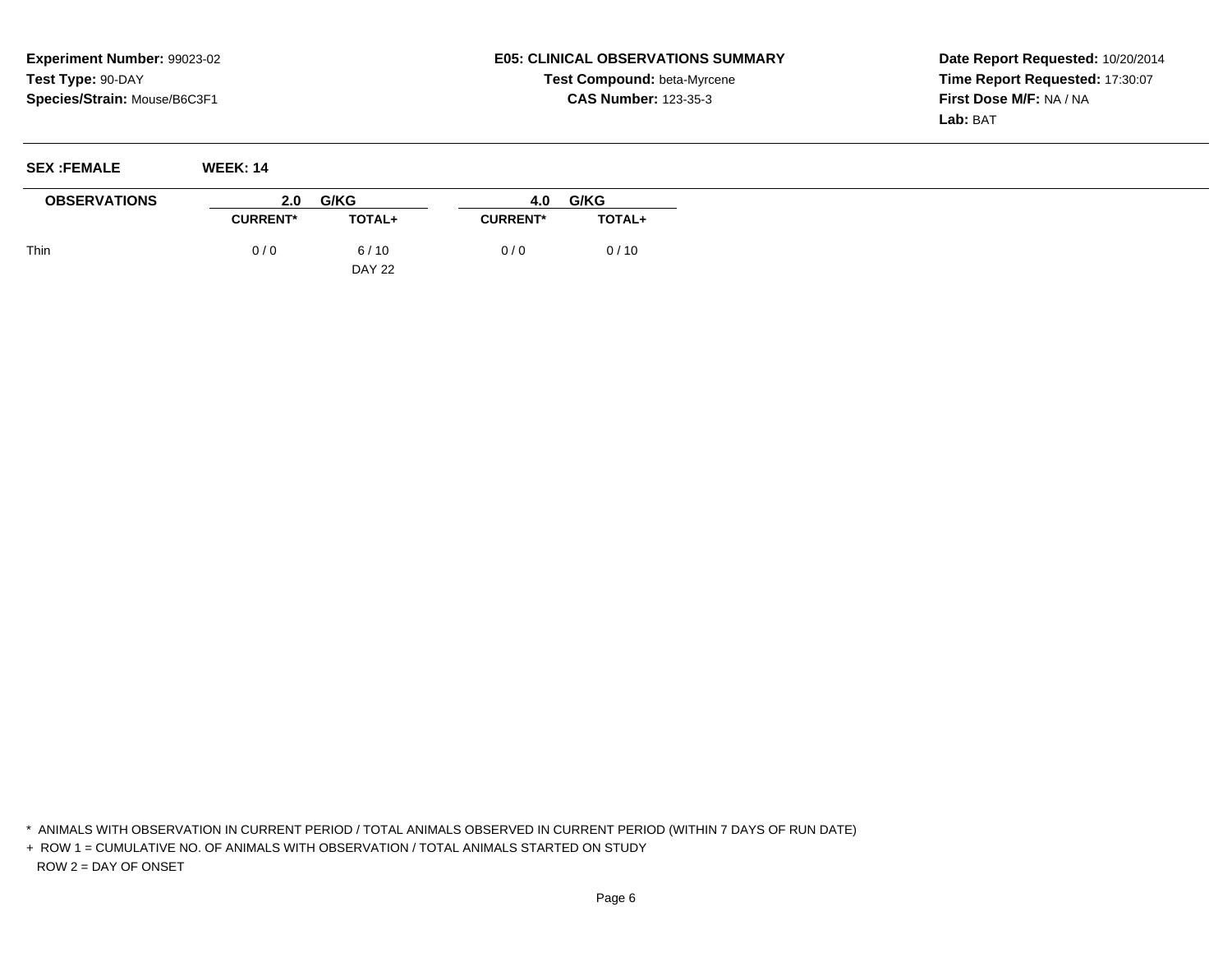**Experiment Number:** 99023-02
**Test Type:** 90-DAY
**Species/Strain:** Mouse/B6C3F1

**E05: CLINICAL OBSERVATIONS SUMMARY**
**Test Compound:** beta-Myrcene
**CAS Number:** 123-35-3

**Date Report Requested:** 10/20/2014
**Time Report Requested:** 17:30:07
**First Dose M/F:** NA / NA
**Lab:** BAT

**SEX :FEMALE** **WEEK: 14**

| OBSERVATIONS | 2.0 G/KG | | 4.0 G/KG | |
|---|---|---|---|---|
| | CURRENT* | TOTAL+ | CURRENT* | TOTAL+ |
| Thin | 0 / 0 | 6 / 10<br>DAY 22 | 0 / 0 | 0 / 10 |

\* ANIMALS WITH OBSERVATION IN CURRENT PERIOD / TOTAL ANIMALS OBSERVED IN CURRENT PERIOD (WITHIN 7 DAYS OF RUN DATE)

\+ ROW 1 = CUMULATIVE NO. OF ANIMALS WITH OBSERVATION / TOTAL ANIMALS STARTED ON STUDY
ROW 2 = DAY OF ONSET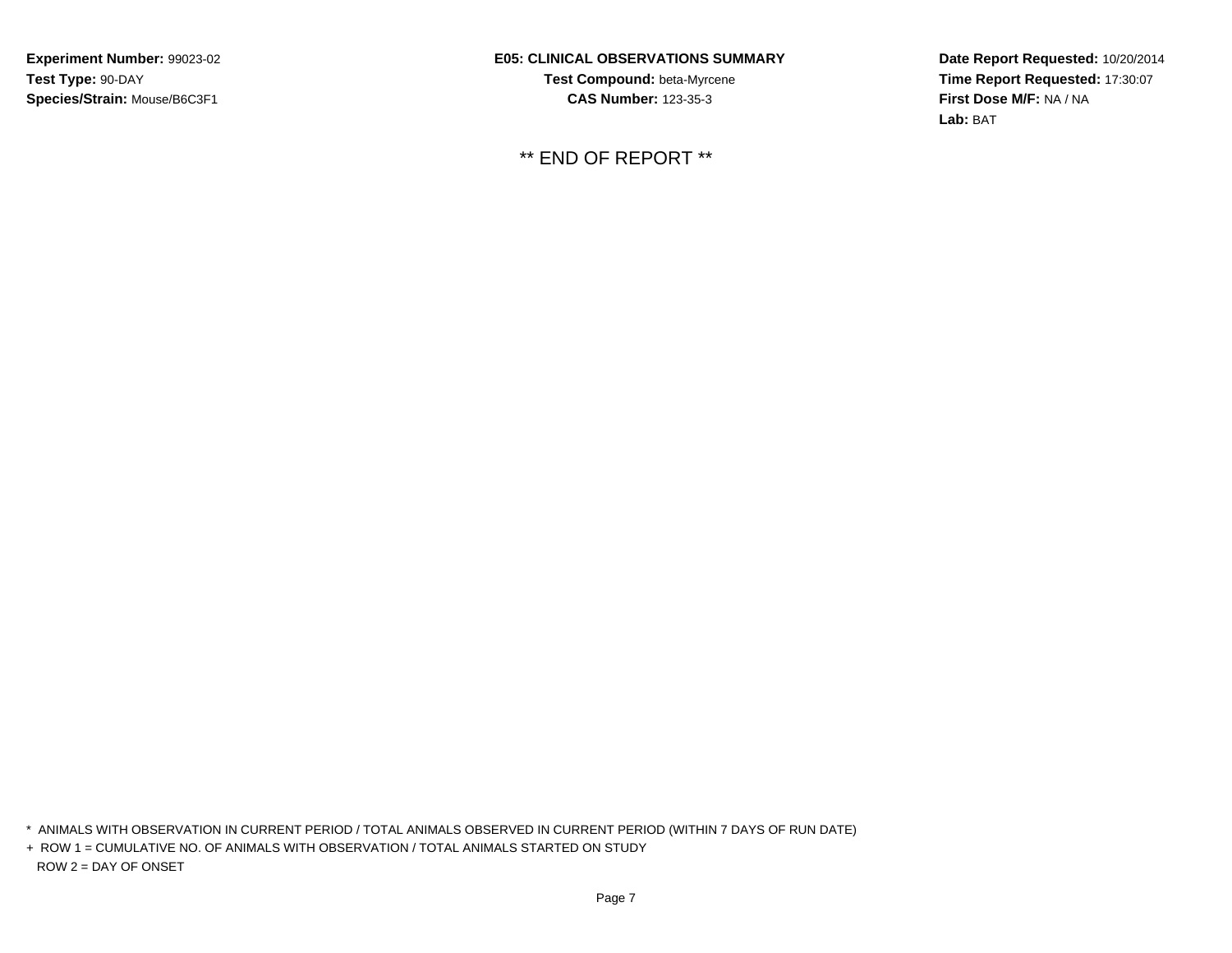**Experiment Number:** 99023-02
**Test Type:** 90-DAY
**Species/Strain:** Mouse/B6C3F1

**E05: CLINICAL OBSERVATIONS SUMMARY**
**Test Compound:** beta-Myrcene
**CAS Number:** 123-35-3

**Date Report Requested:** 10/20/2014
**Time Report Requested:** 17:30:07
**First Dose M/F:** NA / NA
**Lab:** BAT

** END OF REPORT **

* ANIMALS WITH OBSERVATION IN CURRENT PERIOD / TOTAL ANIMALS OBSERVED IN CURRENT PERIOD (WITHIN 7 DAYS OF RUN DATE)

+ ROW 1 = CUMULATIVE NO. OF ANIMALS WITH OBSERVATION / TOTAL ANIMALS STARTED ON STUDY
ROW 2 = DAY OF ONSET